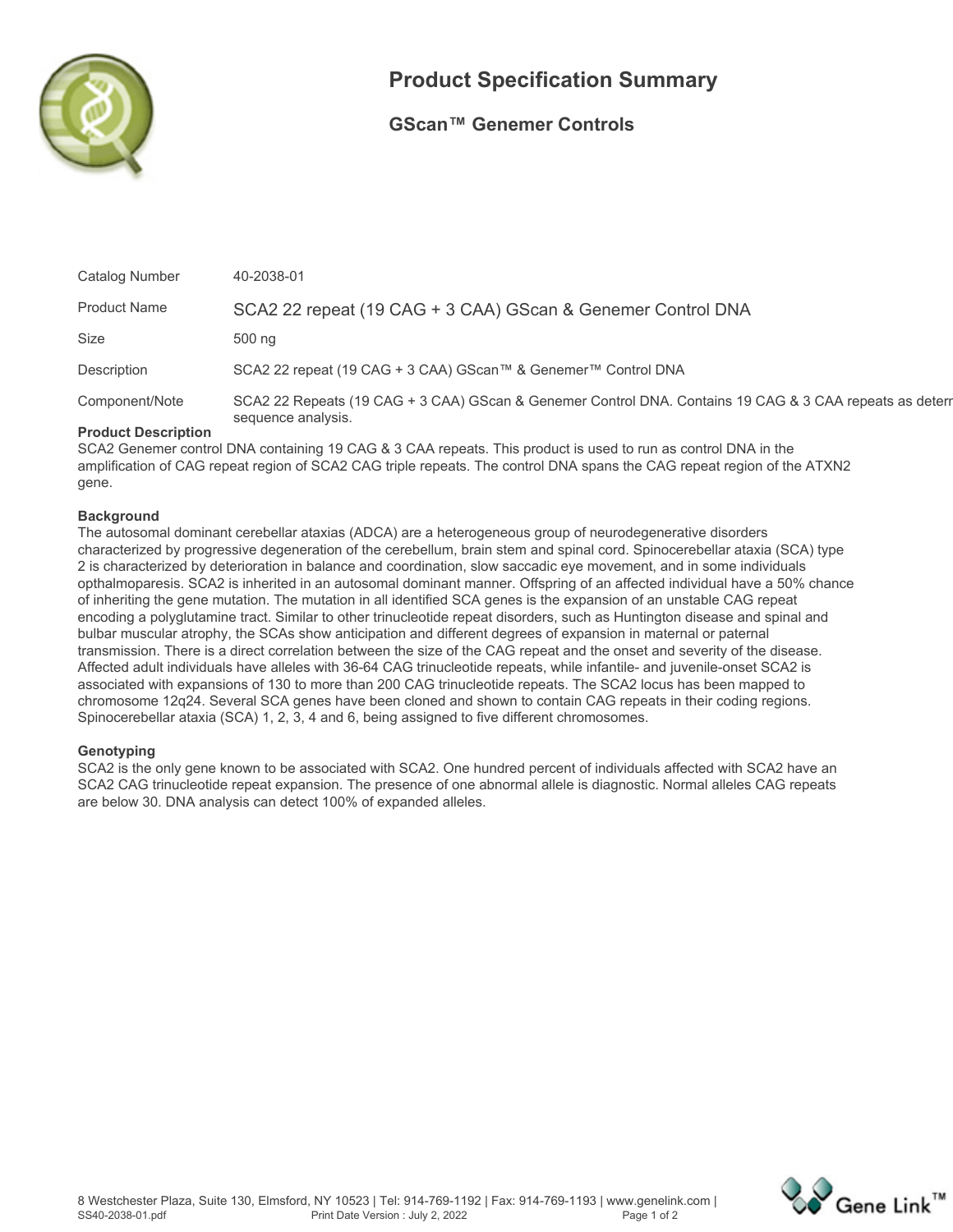# Product Specification Summary

## GScan™ Genemer Controls

| | |
|---|---|
| Catalog Number | 40-2038-01 |
| Product Name | SCA2 22 repeat (19 CAG + 3 CAA) GScan & Genemer Control DNA |
| Size | 500 ng |
| Description | SCA2 22 repeat (19 CAG + 3 CAA) GScan™ & Genemer™ Control DNA |
| Component/Note | SCA2 22 Repeats (19 CAG + 3 CAA) GScan & Genemer Control DNA. Contains 19 CAG & 3 CAA repeats as determ sequence analysis. |

**Product Description**

SCA2 Genemer control DNA containing 19 CAG & 3 CAA repeats. This product is used to run as control DNA in the amplification of CAG repeat region of SCA2 CAG triple repeats. The control DNA spans the CAG repeat region of the ATXN2 gene.

**Background**

The autosomal dominant cerebellar ataxias (ADCA) are a heterogeneous group of neurodegenerative disorders characterized by progressive degeneration of the cerebellum, brain stem and spinal cord. Spinocerebellar ataxia (SCA) type 2 is characterized by deterioration in balance and coordination, slow saccadic eye movement, and in some individuals opthalmoparesis. SCA2 is inherited in an autosomal dominant manner. Offspring of an affected individual have a 50% chance of inheriting the gene mutation. The mutation in all identified SCA genes is the expansion of an unstable CAG repeat encoding a polyglutamine tract. Similar to other trinucleotide repeat disorders, such as Huntington disease and spinal and bulbar muscular atrophy, the SCAs show anticipation and different degrees of expansion in maternal or paternal transmission. There is a direct correlation between the size of the CAG repeat and the onset and severity of the disease. Affected adult individuals have alleles with 36-64 CAG trinucleotide repeats, while infantile- and juvenile-onset SCA2 is associated with expansions of 130 to more than 200 CAG trinucleotide repeats. The SCA2 locus has been mapped to chromosome 12q24. Several SCA genes have been cloned and shown to contain CAG repeats in their coding regions. Spinocerebellar ataxia (SCA) 1, 2, 3, 4 and 6, being assigned to five different chromosomes.

**Genotyping**

SCA2 is the only gene known to be associated with SCA2. One hundred percent of individuals affected with SCA2 have an SCA2 CAG trinucleotide repeat expansion. The presence of one abnormal allele is diagnostic. Normal alleles CAG repeats are below 30. DNA analysis can detect 100% of expanded alleles.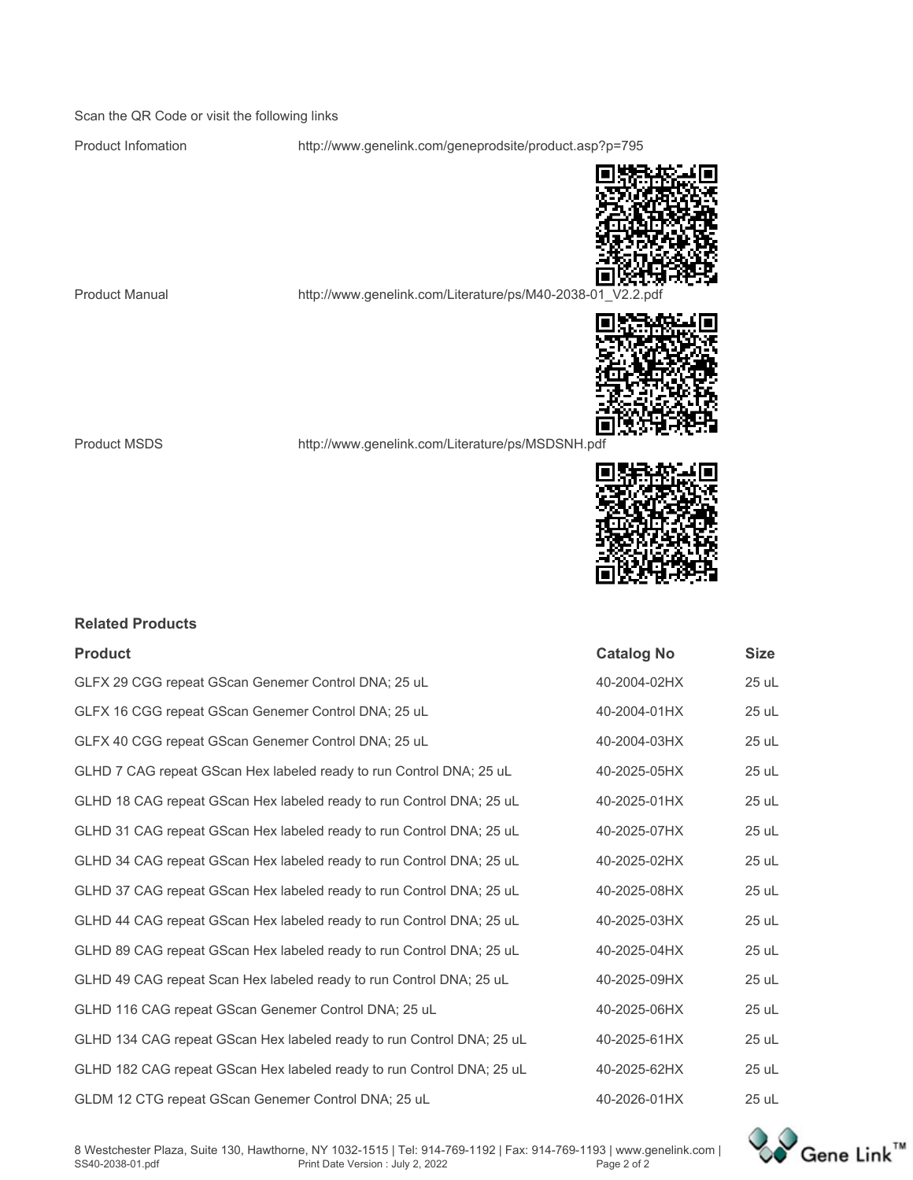Scan the QR Code or visit the following links

| | |
|---|---|
| Product Infomation | http://www.genelink.com/geneprodsite/product.asp?p=795 |
| Product Manual | http://www.genelink.com/Literature/ps/M40-2038-01_V2.2.pdf |
| Product MSDS | http://www.genelink.com/Literature/ps/MSDSNH.pdf |

## Related Products

| Product | Catalog No | Size |
|---|---|---|
| GLFX 29 CGG repeat GScan Genemer Control DNA; 25 uL | 40-2004-02HX | 25 uL |
| GLFX 16 CGG repeat GScan Genemer Control DNA; 25 uL | 40-2004-01HX | 25 uL |
| GLFX 40 CGG repeat GScan Genemer Control DNA; 25 uL | 40-2004-03HX | 25 uL |
| GLHD 7 CAG repeat GScan Hex labeled ready to run Control DNA; 25 uL | 40-2025-05HX | 25 uL |
| GLHD 18 CAG repeat GScan Hex labeled ready to run Control DNA; 25 uL | 40-2025-01HX | 25 uL |
| GLHD 31 CAG repeat GScan Hex labeled ready to run Control DNA; 25 uL | 40-2025-07HX | 25 uL |
| GLHD 34 CAG repeat GScan Hex labeled ready to run Control DNA; 25 uL | 40-2025-02HX | 25 uL |
| GLHD 37 CAG repeat GScan Hex labeled ready to run Control DNA; 25 uL | 40-2025-08HX | 25 uL |
| GLHD 44 CAG repeat GScan Hex labeled ready to run Control DNA; 25 uL | 40-2025-03HX | 25 uL |
| GLHD 89 CAG repeat GScan Hex labeled ready to run Control DNA; 25 uL | 40-2025-04HX | 25 uL |
| GLHD 49 CAG repeat Scan Hex labeled ready to run Control DNA; 25 uL | 40-2025-09HX | 25 uL |
| GLHD 116 CAG repeat GScan Genemer Control DNA; 25 uL | 40-2025-06HX | 25 uL |
| GLHD 134 CAG repeat GScan Hex labeled ready to run Control DNA; 25 uL | 40-2025-61HX | 25 uL |
| GLHD 182 CAG repeat GScan Hex labeled ready to run Control DNA; 25 uL | 40-2025-62HX | 25 uL |
| GLDM 12 CTG repeat GScan Genemer Control DNA; 25 uL | 40-2026-01HX | 25 uL |